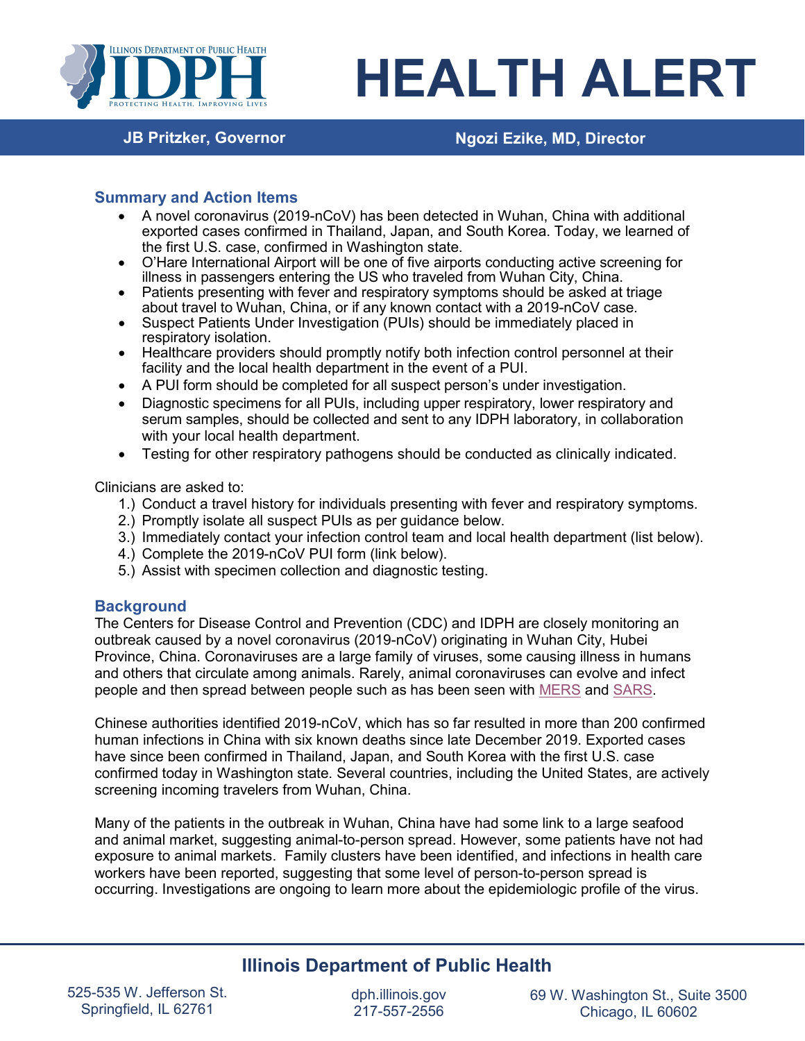# HEALTH ALERT

**JB Pritzker, Governor** | **Ngozi Ezike, MD, Director**

## Summary and Action Items

- A novel coronavirus (2019-nCoV) has been detected in Wuhan, China with additional exported cases confirmed in Thailand, Japan, and South Korea. Today, we learned of the first U.S. case, confirmed in Washington state.
- O'Hare International Airport will be one of five airports conducting active screening for illness in passengers entering the US who traveled from Wuhan City, China.
- Patients presenting with fever and respiratory symptoms should be asked at triage about travel to Wuhan, China, or if any known contact with a 2019-nCoV case.
- Suspect Patients Under Investigation (PUIs) should be immediately placed in respiratory isolation.
- Healthcare providers should promptly notify both infection control personnel at their facility and the local health department in the event of a PUI.
- A PUI form should be completed for all suspect person's under investigation.
- Diagnostic specimens for all PUIs, including upper respiratory, lower respiratory and serum samples, should be collected and sent to any IDPH laboratory, in collaboration with your local health department.
- Testing for other respiratory pathogens should be conducted as clinically indicated.

Clinicians are asked to:

1.) Conduct a travel history for individuals presenting with fever and respiratory symptoms.
2.) Promptly isolate all suspect PUIs as per guidance below.
3.) Immediately contact your infection control team and local health department (list below).
4.) Complete the 2019-nCoV PUI form (link below).
5.) Assist with specimen collection and diagnostic testing.

## Background

The Centers for Disease Control and Prevention (CDC) and IDPH are closely monitoring an outbreak caused by a novel coronavirus (2019-nCoV) originating in Wuhan City, Hubei Province, China. Coronaviruses are a large family of viruses, some causing illness in humans and others that circulate among animals. Rarely, animal coronaviruses can evolve and infect people and then spread between people such as has been seen with MERS and SARS.

Chinese authorities identified 2019-nCoV, which has so far resulted in more than 200 confirmed human infections in China with six known deaths since late December 2019. Exported cases have since been confirmed in Thailand, Japan, and South Korea with the first U.S. case confirmed today in Washington state. Several countries, including the United States, are actively screening incoming travelers from Wuhan, China.

Many of the patients in the outbreak in Wuhan, China have had some link to a large seafood and animal market, suggesting animal-to-person spread. However, some patients have not had exposure to animal markets. Family clusters have been identified, and infections in health care workers have been reported, suggesting that some level of person-to-person spread is occurring. Investigations are ongoing to learn more about the epidemiologic profile of the virus.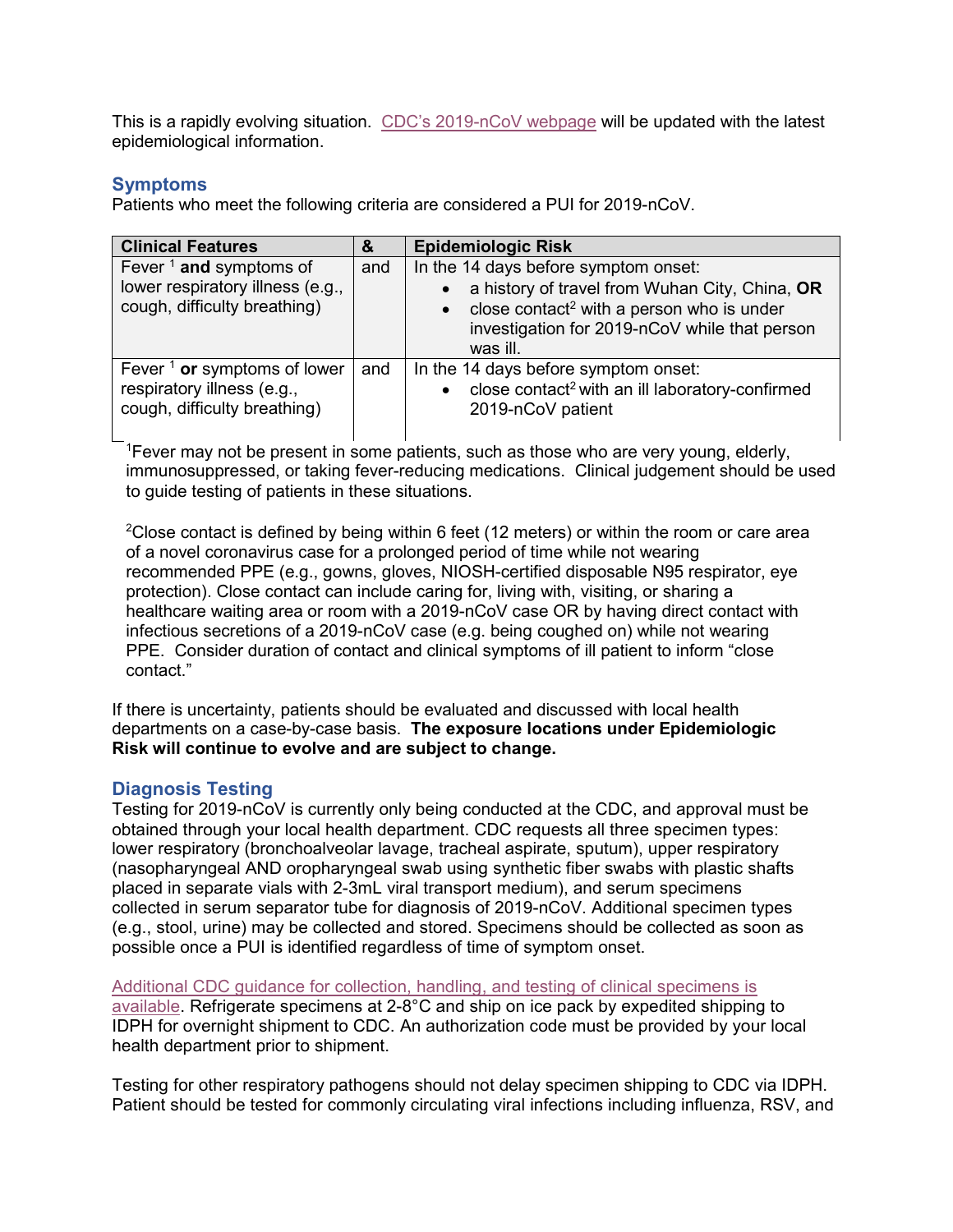This is a rapidly evolving situation. CDC's 2019-nCoV webpage will be updated with the latest epidemiological information.

## Symptoms

Patients who meet the following criteria are considered a PUI for 2019-nCoV.

| Clinical Features | & | Epidemiologic Risk |
| --- | --- | --- |
| Fever [1] **and** symptoms of lower respiratory illness (e.g., cough, difficulty breathing) | and | In the 14 days before symptom onset: <br>• a history of travel from Wuhan City, China, **OR** <br>• close contact[2] with a person who is under investigation for 2019-nCoV while that person was ill. |
| Fever [1] **or** symptoms of lower respiratory illness (e.g., cough, difficulty breathing) | and | In the 14 days before symptom onset: <br>• close contact[2] with an ill laboratory-confirmed 2019-nCoV patient |

[1]Fever may not be present in some patients, such as those who are very young, elderly, immunosuppressed, or taking fever-reducing medications. Clinical judgement should be used to guide testing of patients in these situations.

[2]Close contact is defined by being within 6 feet (12 meters) or within the room or care area of a novel coronavirus case for a prolonged period of time while not wearing recommended PPE (e.g., gowns, gloves, NIOSH-certified disposable N95 respirator, eye protection). Close contact can include caring for, living with, visiting, or sharing a healthcare waiting area or room with a 2019-nCoV case OR by having direct contact with infectious secretions of a 2019-nCoV case (e.g. being coughed on) while not wearing PPE. Consider duration of contact and clinical symptoms of ill patient to inform "close contact."

If there is uncertainty, patients should be evaluated and discussed with local health departments on a case-by-case basis. **The exposure locations under Epidemiologic Risk will continue to evolve and are subject to change.**

## Diagnosis Testing

Testing for 2019-nCoV is currently only being conducted at the CDC, and approval must be obtained through your local health department. CDC requests all three specimen types: lower respiratory (bronchoalveolar lavage, tracheal aspirate, sputum), upper respiratory (nasopharyngeal AND oropharyngeal swab using synthetic fiber swabs with plastic shafts placed in separate vials with 2-3mL viral transport medium), and serum specimens collected in serum separator tube for diagnosis of 2019-nCoV. Additional specimen types (e.g., stool, urine) may be collected and stored. Specimens should be collected as soon as possible once a PUI is identified regardless of time of symptom onset.

Additional CDC guidance for collection, handling, and testing of clinical specimens is available. Refrigerate specimens at 2-8°C and ship on ice pack by expedited shipping to IDPH for overnight shipment to CDC. An authorization code must be provided by your local health department prior to shipment.

Testing for other respiratory pathogens should not delay specimen shipping to CDC via IDPH. Patient should be tested for commonly circulating viral infections including influenza, RSV, and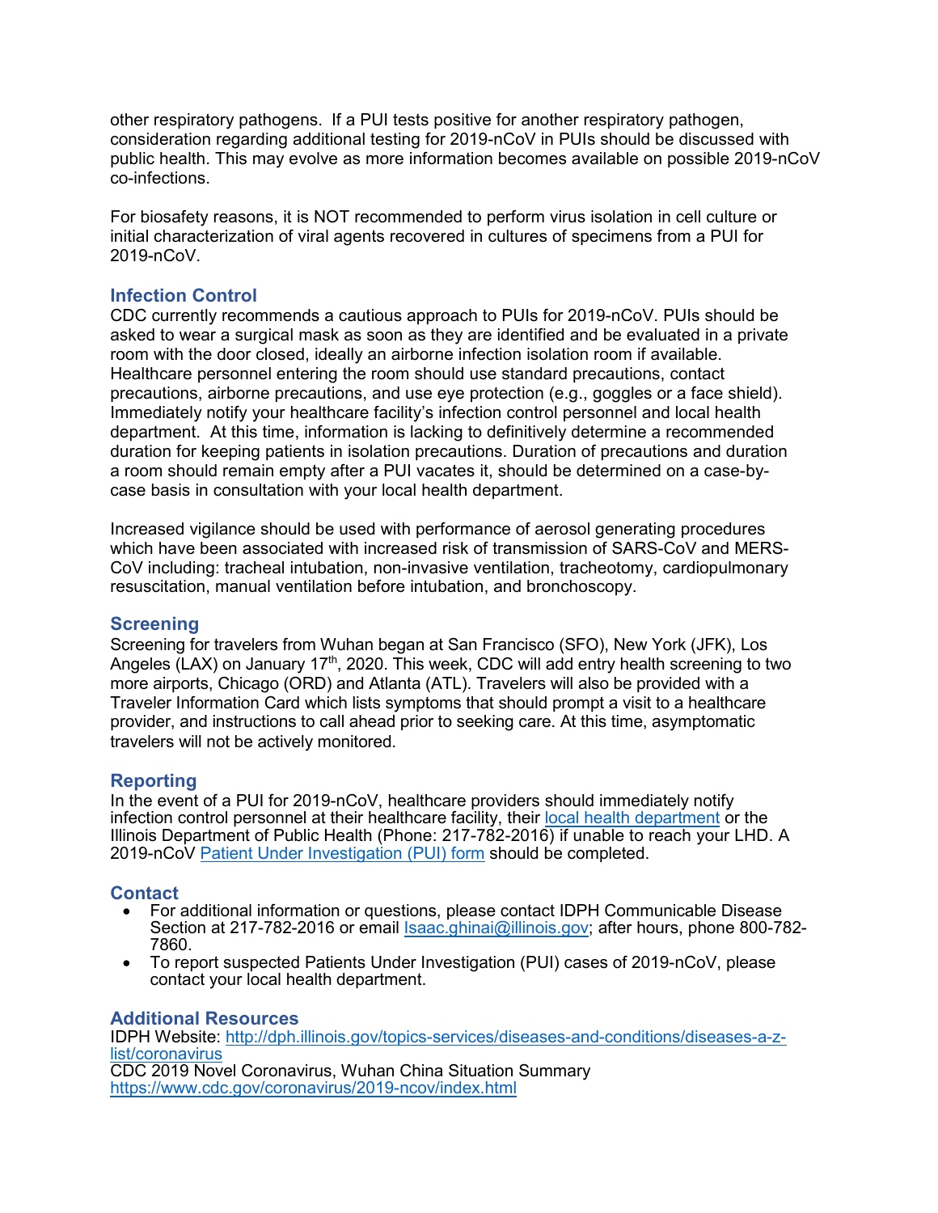other respiratory pathogens. If a PUI tests positive for another respiratory pathogen, consideration regarding additional testing for 2019-nCoV in PUIs should be discussed with public health. This may evolve as more information becomes available on possible 2019-nCoV co-infections.

For biosafety reasons, it is NOT recommended to perform virus isolation in cell culture or initial characterization of viral agents recovered in cultures of specimens from a PUI for 2019-nCoV.

## Infection Control

CDC currently recommends a cautious approach to PUIs for 2019-nCoV. PUIs should be asked to wear a surgical mask as soon as they are identified and be evaluated in a private room with the door closed, ideally an airborne infection isolation room if available. Healthcare personnel entering the room should use standard precautions, contact precautions, airborne precautions, and use eye protection (e.g., goggles or a face shield). Immediately notify your healthcare facility's infection control personnel and local health department. At this time, information is lacking to definitively determine a recommended duration for keeping patients in isolation precautions. Duration of precautions and duration a room should remain empty after a PUI vacates it, should be determined on a case-by-case basis in consultation with your local health department.

Increased vigilance should be used with performance of aerosol generating procedures which have been associated with increased risk of transmission of SARS-CoV and MERS-CoV including: tracheal intubation, non-invasive ventilation, tracheotomy, cardiopulmonary resuscitation, manual ventilation before intubation, and bronchoscopy.

## Screening

Screening for travelers from Wuhan began at San Francisco (SFO), New York (JFK), Los Angeles (LAX) on January 17th, 2020. This week, CDC will add entry health screening to two more airports, Chicago (ORD) and Atlanta (ATL). Travelers will also be provided with a Traveler Information Card which lists symptoms that should prompt a visit to a healthcare provider, and instructions to call ahead prior to seeking care. At this time, asymptomatic travelers will not be actively monitored.

## Reporting

In the event of a PUI for 2019-nCoV, healthcare providers should immediately notify infection control personnel at their healthcare facility, their [local health department] or the Illinois Department of Public Health (Phone: 217-782-2016) if unable to reach your LHD. A 2019-nCoV [Patient Under Investigation (PUI) form] should be completed.

## Contact

- For additional information or questions, please contact IDPH Communicable Disease Section at 217-782-2016 or email Isaac.ghinai@illinois.gov; after hours, phone 800-782-7860.
- To report suspected Patients Under Investigation (PUI) cases of 2019-nCoV, please contact your local health department.

## Additional Resources

IDPH Website: http://dph.illinois.gov/topics-services/diseases-and-conditions/diseases-a-z-list/coronavirus
CDC 2019 Novel Coronavirus, Wuhan China Situation Summary
https://www.cdc.gov/coronavirus/2019-ncov/index.html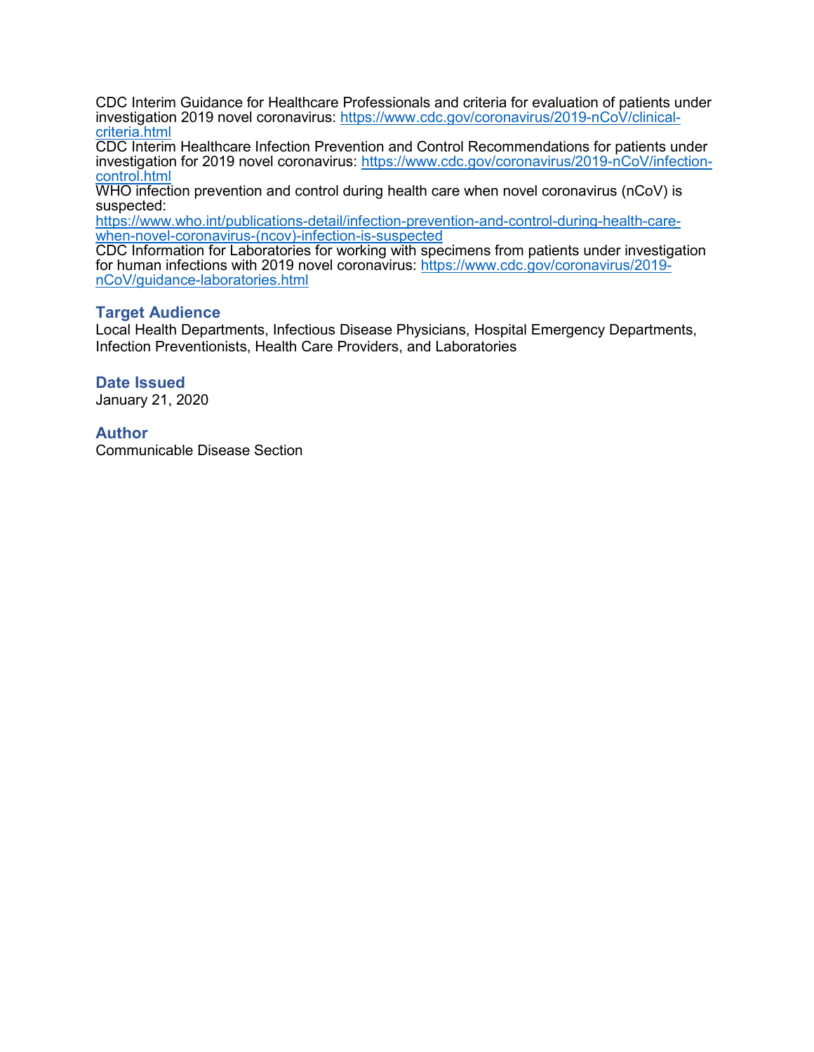CDC Interim Guidance for Healthcare Professionals and criteria for evaluation of patients under investigation 2019 novel coronavirus: https://www.cdc.gov/coronavirus/2019-nCoV/clinical-criteria.html

CDC Interim Healthcare Infection Prevention and Control Recommendations for patients under investigation for 2019 novel coronavirus: https://www.cdc.gov/coronavirus/2019-nCoV/infection-control.html

WHO infection prevention and control during health care when novel coronavirus (nCoV) is suspected: https://www.who.int/publications-detail/infection-prevention-and-control-during-health-care-when-novel-coronavirus-(ncov)-infection-is-suspected

CDC Information for Laboratories for working with specimens from patients under investigation for human infections with 2019 novel coronavirus: https://www.cdc.gov/coronavirus/2019-nCoV/guidance-laboratories.html

### Target Audience

Local Health Departments, Infectious Disease Physicians, Hospital Emergency Departments, Infection Preventionists, Health Care Providers, and Laboratories

### Date Issued

January 21, 2020

### Author

Communicable Disease Section